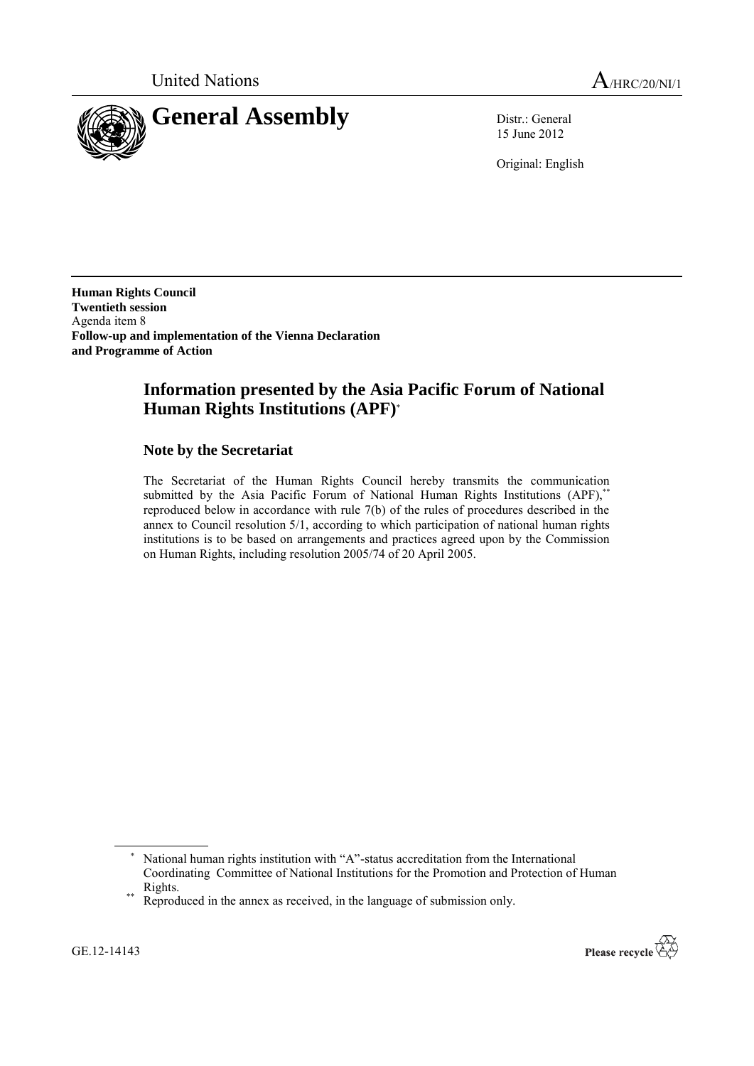United Nations A/HRC/20/NI/1

# General Assembly

Distr.: General
15 June 2012

Original: English

**Human Rights Council**
**Twentieth session**
Agenda item 8
**Follow-up and implementation of the Vienna Declaration and Programme of Action**

## Information presented by the Asia Pacific Forum of National Human Rights Institutions (APF)*

### Note by the Secretariat

The Secretariat of the Human Rights Council hereby transmits the communication submitted by the Asia Pacific Forum of National Human Rights Institutions (APF),** reproduced below in accordance with rule 7(b) of the rules of procedures described in the annex to Council resolution 5/1, according to which participation of national human rights institutions is to be based on arrangements and practices agreed upon by the Commission on Human Rights, including resolution 2005/74 of 20 April 2005.

---

* National human rights institution with "A"-status accreditation from the International Coordinating Committee of National Institutions for the Promotion and Protection of Human Rights.

** Reproduced in the annex as received, in the language of submission only.

GE.12-14143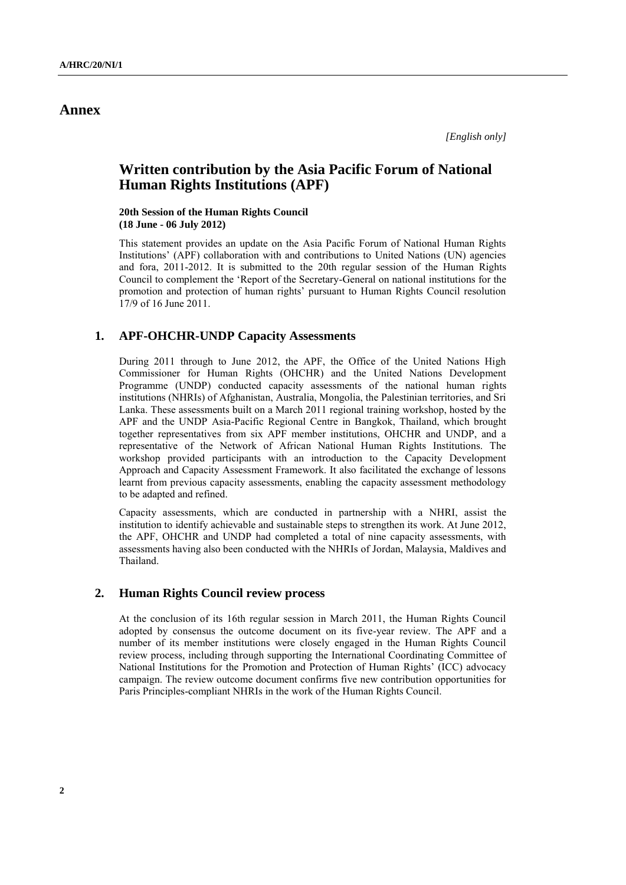# Annex

*[English only]*

## Written contribution by the Asia Pacific Forum of National Human Rights Institutions (APF)

**20th Session of the Human Rights Council**
**(18 June - 06 July 2012)**

This statement provides an update on the Asia Pacific Forum of National Human Rights Institutions' (APF) collaboration with and contributions to United Nations (UN) agencies and fora, 2011-2012. It is submitted to the 20th regular session of the Human Rights Council to complement the 'Report of the Secretary-General on national institutions for the promotion and protection of human rights' pursuant to Human Rights Council resolution 17/9 of 16 June 2011.

### 1. APF-OHCHR-UNDP Capacity Assessments

During 2011 through to June 2012, the APF, the Office of the United Nations High Commissioner for Human Rights (OHCHR) and the United Nations Development Programme (UNDP) conducted capacity assessments of the national human rights institutions (NHRIs) of Afghanistan, Australia, Mongolia, the Palestinian territories, and Sri Lanka. These assessments built on a March 2011 regional training workshop, hosted by the APF and the UNDP Asia-Pacific Regional Centre in Bangkok, Thailand, which brought together representatives from six APF member institutions, OHCHR and UNDP, and a representative of the Network of African National Human Rights Institutions. The workshop provided participants with an introduction to the Capacity Development Approach and Capacity Assessment Framework. It also facilitated the exchange of lessons learnt from previous capacity assessments, enabling the capacity assessment methodology to be adapted and refined.

Capacity assessments, which are conducted in partnership with a NHRI, assist the institution to identify achievable and sustainable steps to strengthen its work. At June 2012, the APF, OHCHR and UNDP had completed a total of nine capacity assessments, with assessments having also been conducted with the NHRIs of Jordan, Malaysia, Maldives and Thailand.

### 2. Human Rights Council review process

At the conclusion of its 16th regular session in March 2011, the Human Rights Council adopted by consensus the outcome document on its five-year review. The APF and a number of its member institutions were closely engaged in the Human Rights Council review process, including through supporting the International Coordinating Committee of National Institutions for the Promotion and Protection of Human Rights' (ICC) advocacy campaign. The review outcome document confirms five new contribution opportunities for Paris Principles-compliant NHRIs in the work of the Human Rights Council.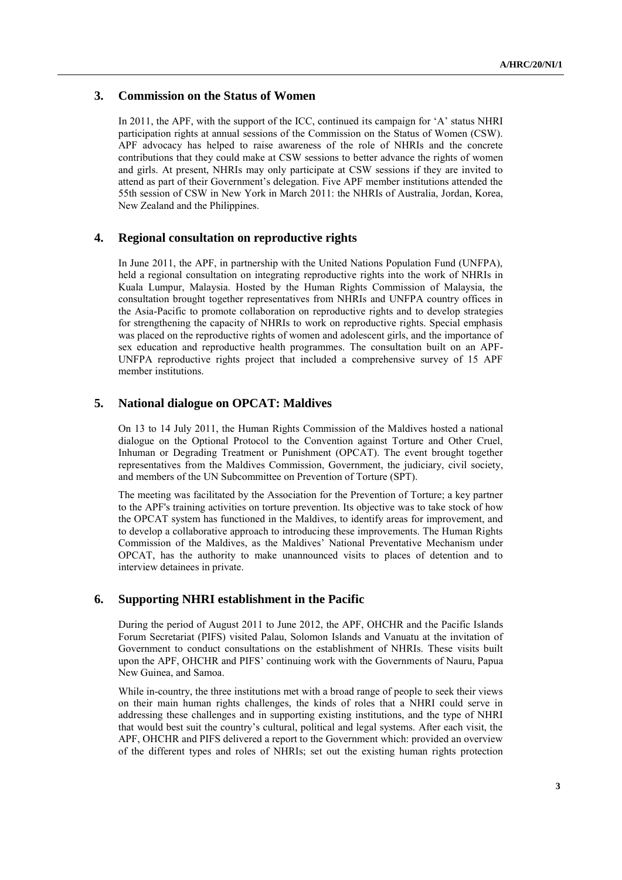## 3. Commission on the Status of Women

In 2011, the APF, with the support of the ICC, continued its campaign for 'A' status NHRI participation rights at annual sessions of the Commission on the Status of Women (CSW). APF advocacy has helped to raise awareness of the role of NHRIs and the concrete contributions that they could make at CSW sessions to better advance the rights of women and girls. At present, NHRIs may only participate at CSW sessions if they are invited to attend as part of their Government's delegation. Five APF member institutions attended the 55th session of CSW in New York in March 2011: the NHRIs of Australia, Jordan, Korea, New Zealand and the Philippines.

## 4. Regional consultation on reproductive rights

In June 2011, the APF, in partnership with the United Nations Population Fund (UNFPA), held a regional consultation on integrating reproductive rights into the work of NHRIs in Kuala Lumpur, Malaysia. Hosted by the Human Rights Commission of Malaysia, the consultation brought together representatives from NHRIs and UNFPA country offices in the Asia-Pacific to promote collaboration on reproductive rights and to develop strategies for strengthening the capacity of NHRIs to work on reproductive rights. Special emphasis was placed on the reproductive rights of women and adolescent girls, and the importance of sex education and reproductive health programmes. The consultation built on an APF-UNFPA reproductive rights project that included a comprehensive survey of 15 APF member institutions.

## 5. National dialogue on OPCAT: Maldives

On 13 to 14 July 2011, the Human Rights Commission of the Maldives hosted a national dialogue on the Optional Protocol to the Convention against Torture and Other Cruel, Inhuman or Degrading Treatment or Punishment (OPCAT). The event brought together representatives from the Maldives Commission, Government, the judiciary, civil society, and members of the UN Subcommittee on Prevention of Torture (SPT).

The meeting was facilitated by the Association for the Prevention of Torture; a key partner to the APF's training activities on torture prevention. Its objective was to take stock of how the OPCAT system has functioned in the Maldives, to identify areas for improvement, and to develop a collaborative approach to introducing these improvements. The Human Rights Commission of the Maldives, as the Maldives' National Preventative Mechanism under OPCAT, has the authority to make unannounced visits to places of detention and to interview detainees in private.

## 6. Supporting NHRI establishment in the Pacific

During the period of August 2011 to June 2012, the APF, OHCHR and the Pacific Islands Forum Secretariat (PIFS) visited Palau, Solomon Islands and Vanuatu at the invitation of Government to conduct consultations on the establishment of NHRIs. These visits built upon the APF, OHCHR and PIFS' continuing work with the Governments of Nauru, Papua New Guinea, and Samoa.

While in-country, the three institutions met with a broad range of people to seek their views on their main human rights challenges, the kinds of roles that a NHRI could serve in addressing these challenges and in supporting existing institutions, and the type of NHRI that would best suit the country's cultural, political and legal systems. After each visit, the APF, OHCHR and PIFS delivered a report to the Government which: provided an overview of the different types and roles of NHRIs; set out the existing human rights protection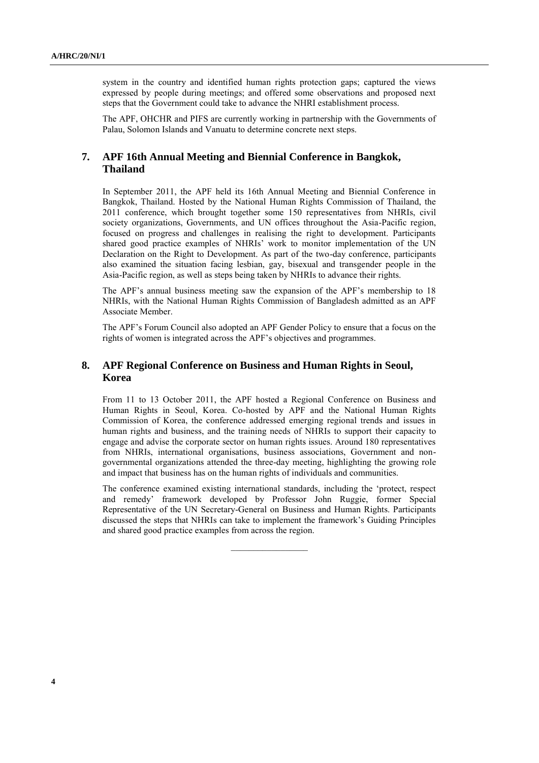system in the country and identified human rights protection gaps; captured the views expressed by people during meetings; and offered some observations and proposed next steps that the Government could take to advance the NHRI establishment process.

The APF, OHCHR and PIFS are currently working in partnership with the Governments of Palau, Solomon Islands and Vanuatu to determine concrete next steps.

## 7. APF 16th Annual Meeting and Biennial Conference in Bangkok, Thailand

In September 2011, the APF held its 16th Annual Meeting and Biennial Conference in Bangkok, Thailand. Hosted by the National Human Rights Commission of Thailand, the 2011 conference, which brought together some 150 representatives from NHRIs, civil society organizations, Governments, and UN offices throughout the Asia-Pacific region, focused on progress and challenges in realising the right to development. Participants shared good practice examples of NHRIs' work to monitor implementation of the UN Declaration on the Right to Development. As part of the two-day conference, participants also examined the situation facing lesbian, gay, bisexual and transgender people in the Asia-Pacific region, as well as steps being taken by NHRIs to advance their rights.

The APF's annual business meeting saw the expansion of the APF's membership to 18 NHRIs, with the National Human Rights Commission of Bangladesh admitted as an APF Associate Member.

The APF's Forum Council also adopted an APF Gender Policy to ensure that a focus on the rights of women is integrated across the APF's objectives and programmes.

## 8. APF Regional Conference on Business and Human Rights in Seoul, Korea

From 11 to 13 October 2011, the APF hosted a Regional Conference on Business and Human Rights in Seoul, Korea. Co-hosted by APF and the National Human Rights Commission of Korea, the conference addressed emerging regional trends and issues in human rights and business, and the training needs of NHRIs to support their capacity to engage and advise the corporate sector on human rights issues. Around 180 representatives from NHRIs, international organisations, business associations, Government and non-governmental organizations attended the three-day meeting, highlighting the growing role and impact that business has on the human rights of individuals and communities.

The conference examined existing international standards, including the 'protect, respect and remedy' framework developed by Professor John Ruggie, former Special Representative of the UN Secretary-General on Business and Human Rights. Participants discussed the steps that NHRIs can take to implement the framework's Guiding Principles and shared good practice examples from across the region.